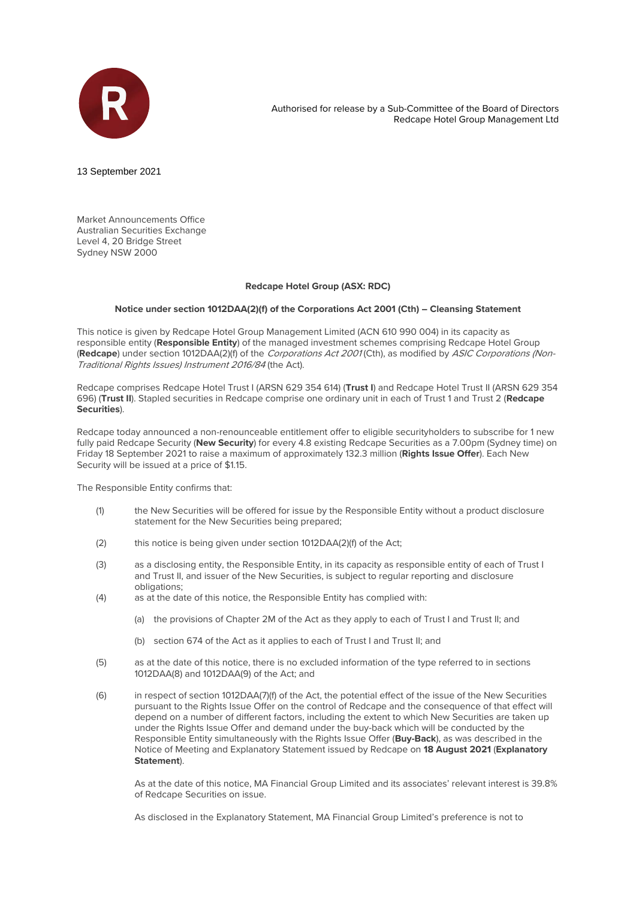Authorised for release by a Sub-Committee of the Board of Directors
Redcape Hotel Group Management Ltd

13 September 2021

Market Announcements Office
Australian Securities Exchange
Level 4, 20 Bridge Street
Sydney NSW 2000

**Redcape Hotel Group (ASX: RDC)**

**Notice under section 1012DAA(2)(f) of the Corporations Act 2001 (Cth) – Cleansing Statement**

This notice is given by Redcape Hotel Group Management Limited (ACN 610 990 004) in its capacity as responsible entity (**Responsible Entity**) of the managed investment schemes comprising Redcape Hotel Group (**Redcape**) under section 1012DAA(2)(f) of the *Corporations Act 2001* (Cth), as modified by *ASIC Corporations (Non-Traditional Rights Issues) Instrument 2016/84* (the Act).

Redcape comprises Redcape Hotel Trust I (ARSN 629 354 614) (**Trust I**) and Redcape Hotel Trust II (ARSN 629 354 696) (**Trust II**). Stapled securities in Redcape comprise one ordinary unit in each of Trust 1 and Trust 2 (**Redcape Securities**).

Redcape today announced a non-renounceable entitlement offer to eligible securityholders to subscribe for 1 new fully paid Redcape Security (**New Security**) for every 4.8 existing Redcape Securities as a 7.00pm (Sydney time) on Friday 18 September 2021 to raise a maximum of approximately 132.3 million (**Rights Issue Offer**). Each New Security will be issued at a price of $1.15.

The Responsible Entity confirms that:

(1) the New Securities will be offered for issue by the Responsible Entity without a product disclosure statement for the New Securities being prepared;

(2) this notice is being given under section 1012DAA(2)(f) of the Act;

(3) as a disclosing entity, the Responsible Entity, in its capacity as responsible entity of each of Trust I and Trust II, and issuer of the New Securities, is subject to regular reporting and disclosure obligations;

(4) as at the date of this notice, the Responsible Entity has complied with:

   (a) the provisions of Chapter 2M of the Act as they apply to each of Trust I and Trust II; and

   (b) section 674 of the Act as it applies to each of Trust I and Trust II; and

(5) as at the date of this notice, there is no excluded information of the type referred to in sections 1012DAA(8) and 1012DAA(9) of the Act; and

(6) in respect of section 1012DAA(7)(f) of the Act, the potential effect of the issue of the New Securities pursuant to the Rights Issue Offer on the control of Redcape and the consequence of that effect will depend on a number of different factors, including the extent to which New Securities are taken up under the Rights Issue Offer and demand under the buy-back which will be conducted by the Responsible Entity simultaneously with the Rights Issue Offer (**Buy-Back**), as was described in the Notice of Meeting and Explanatory Statement issued by Redcape on **18 August 2021** (**Explanatory Statement**).

   As at the date of this notice, MA Financial Group Limited and its associates' relevant interest is 39.8% of Redcape Securities on issue.

   As disclosed in the Explanatory Statement, MA Financial Group Limited's preference is not to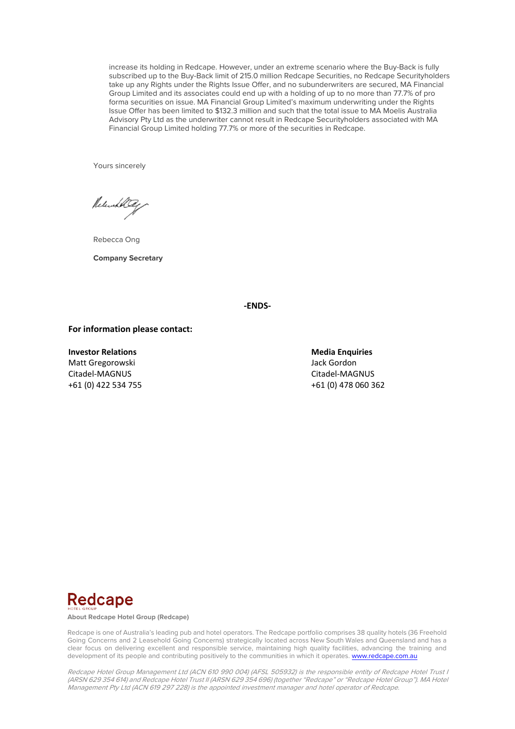increase its holding in Redcape. However, under an extreme scenario where the Buy-Back is fully subscribed up to the Buy-Back limit of 215.0 million Redcape Securities, no Redcape Securityholders take up any Rights under the Rights Issue Offer, and no subunderwriters are secured, MA Financial Group Limited and its associates could end up with a holding of up to no more than 77.7% of pro forma securities on issue. MA Financial Group Limited's maximum underwriting under the Rights Issue Offer has been limited to $132.3 million and such that the total issue to MA Moelis Australia Advisory Pty Ltd as the underwriter cannot result in Redcape Securityholders associated with MA Financial Group Limited holding 77.7% or more of the securities in Redcape.

Yours sincerely

Rebecca Ong

**Company Secretary**

**-ENDS-**

**For information please contact:**

**Investor Relations**
Matt Gregorowski
Citadel-MAGNUS
+61 (0) 422 534 755

**Media Enquiries**
Jack Gordon
Citadel-MAGNUS
+61 (0) 478 060 362

Redcape
HOTEL GROUP

**About Redcape Hotel Group (Redcape)**

Redcape is one of Australia's leading pub and hotel operators. The Redcape portfolio comprises 38 quality hotels (36 Freehold Going Concerns and 2 Leasehold Going Concerns) strategically located across New South Wales and Queensland and has a clear focus on delivering excellent and responsible service, maintaining high quality facilities, advancing the training and development of its people and contributing positively to the communities in which it operates. www.redcape.com.au

*Redcape Hotel Group Management Ltd (ACN 610 990 004) (AFSL 505932) is the responsible entity of Redcape Hotel Trust I (ARSN 629 354 614) and Redcape Hotel Trust II (ARSN 629 354 696) (together "Redcape" or "Redcape Hotel Group"). MA Hotel Management Pty Ltd (ACN 619 297 228) is the appointed investment manager and hotel operator of Redcape.*